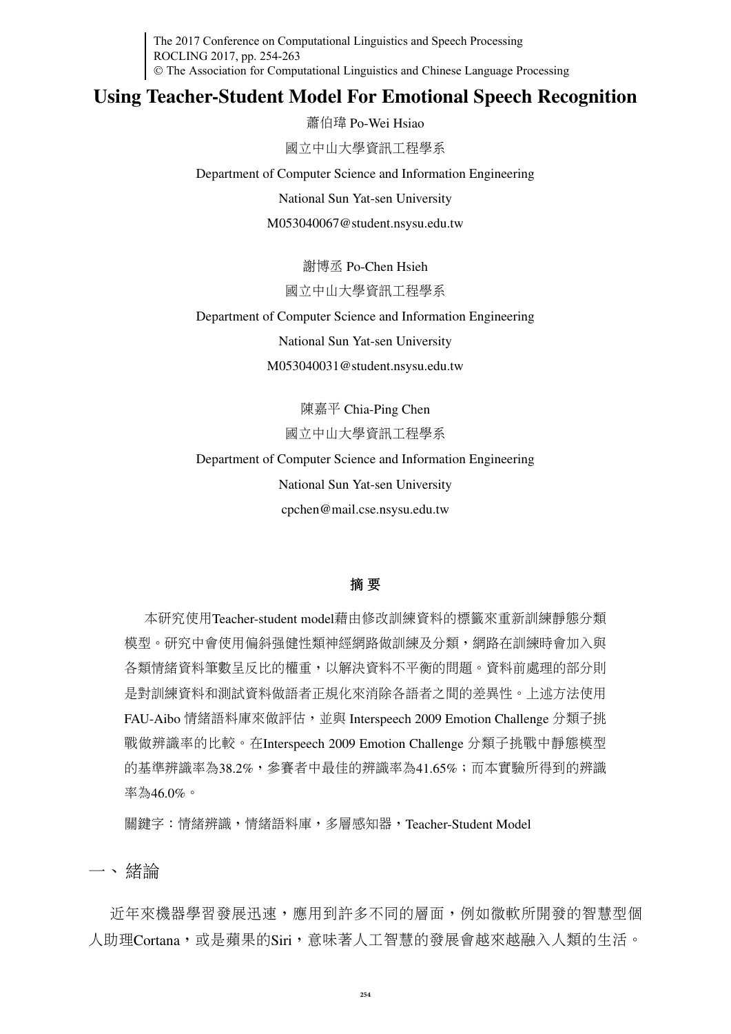# Using Teacher-Student Model For Emotional Speech Recognition

蕭伯瑋 Po-Wei Hsiao

國立中山大學資訊工程學系

Department of Computer Science and Information Engineering

National Sun Yat-sen University

M053040067@student.nsysu.edu.tw

謝博丞 Po-Chen Hsieh

國立中山大學資訊工程學系

Department of Computer Science and Information Engineering

National Sun Yat-sen University

M053040031@student.nsysu.edu.tw

陳嘉平 Chia-Ping Chen

國立中山大學資訊工程學系

Department of Computer Science and Information Engineering

National Sun Yat-sen University

cpchen@mail.cse.nsysu.edu.tw

## 摘要

本研究使用Teacher-student model藉由修改訓練資料的標籤來重新訓練靜態分類模型。研究中會使用偏斜强健性類神經網路做訓練及分類，網路在訓練時會加入與各類情緒資料筆數呈反比的權重，以解決資料不平衡的問題。資料前處理的部分則是對訓練資料和測試資料做語者正規化來消除各語者之間的差異性。上述方法使用 FAU-Aibo 情緒語料庫來做評估，並與 Interspeech 2009 Emotion Challenge 分類子挑戰做辨識率的比較。在Interspeech 2009 Emotion Challenge 分類子挑戰中靜態模型的基準辨識率為38.2%，參賽者中最佳的辨識率為41.65%；而本實驗所得到的辨識率為46.0%。

關鍵字：情緒辨識，情緒語料庫，多層感知器，Teacher-Student Model

## 一、緒論

近年來機器學習發展迅速，應用到許多不同的層面，例如微軟所開發的智慧型個人助理Cortana，或是蘋果的Siri，意味著人工智慧的發展會越來越融入人類的生活。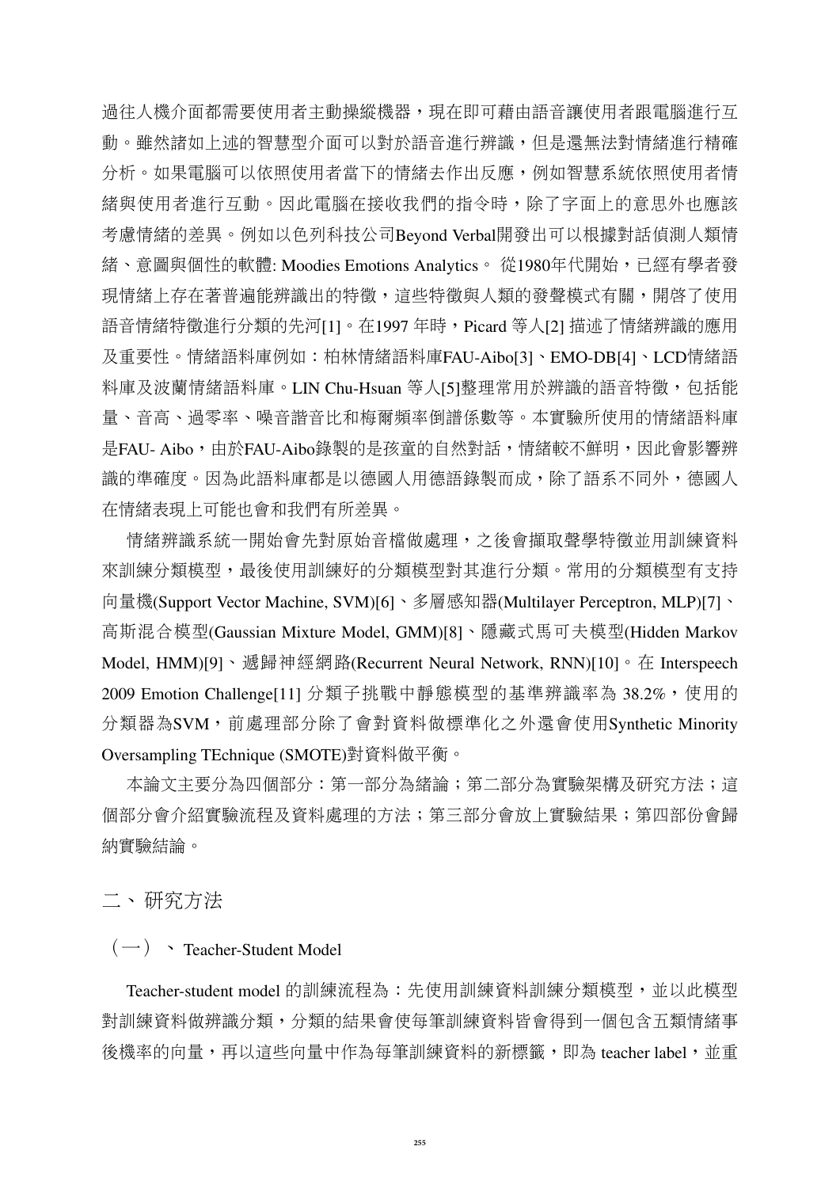過往人機介面都需要使用者主動操縱機器，現在即可藉由語音讓使用者跟電腦進行互動。雖然諸如上述的智慧型介面可以對於語音進行辨識，但是還無法對情緒進行精確分析。如果電腦可以依照使用者當下的情緒去作出反應，例如智慧系統依照使用者情緒與使用者進行互動。因此電腦在接收我們的指令時，除了字面上的意思外也應該考慮情緒的差異。例如以色列科技公司Beyond Verbal開發出可以根據對話偵測人類情緒、意圖與個性的軟體: Moodies Emotions Analytics。 從1980年代開始，已經有學者發現情緒上存在著普遍能辨識出的特徵，這些特徵與人類的發聲模式有關，開啓了使用語音情緒特徵進行分類的先河[1]。在1997 年時，Picard 等人[2] 描述了情緒辨識的應用及重要性。情緒語料庫例如：柏林情緒語料庫FAU-Aibo[3]、EMO-DB[4]、LCD情緒語料庫及波蘭情緒語料庫。LIN Chu-Hsuan 等人[5]整理常用於辨識的語音特徵，包括能量、音高、過零率、噪音諧音比和梅爾頻率倒譜係數等。本實驗所使用的情緒語料庫是FAU- Aibo，由於FAU-Aibo錄製的是孩童的自然對話，情緒較不鮮明，因此會影響辨識的準確度。因為此語料庫都是以德國人用德語錄製而成，除了語系不同外，德國人在情緒表現上可能也會和我們有所差異。

情緒辨識系統一開始會先對原始音檔做處理，之後會擷取聲學特徵並用訓練資料來訓練分類模型，最後使用訓練好的分類模型對其進行分類。常用的分類模型有支持向量機(Support Vector Machine, SVM)[6]、多層感知器(Multilayer Perceptron, MLP)[7]、高斯混合模型(Gaussian Mixture Model, GMM)[8]、隱藏式馬可夫模型(Hidden Markov Model, HMM)[9]、遞歸神經網路(Recurrent Neural Network, RNN)[10]。在 Interspeech 2009 Emotion Challenge[11] 分類子挑戰中靜態模型的基準辨識率為 38.2%，使用的分類器為SVM，前處理部分除了會對資料做標準化之外還會使用Synthetic Minority Oversampling TEchnique (SMOTE)對資料做平衡。

本論文主要分為四個部分：第一部分為緒論；第二部分為實驗架構及研究方法；這個部分會介紹實驗流程及資料處理的方法；第三部分會放上實驗結果；第四部份會歸納實驗結論。

## 二、研究方法

### （一）、Teacher-Student Model

Teacher-student model 的訓練流程為：先使用訓練資料訓練分類模型，並以此模型對訓練資料做辨識分類，分類的結果會使每筆訓練資料皆會得到一個包含五類情緒事後機率的向量，再以這些向量中作為每筆訓練資料的新標籤，即為 teacher label，並重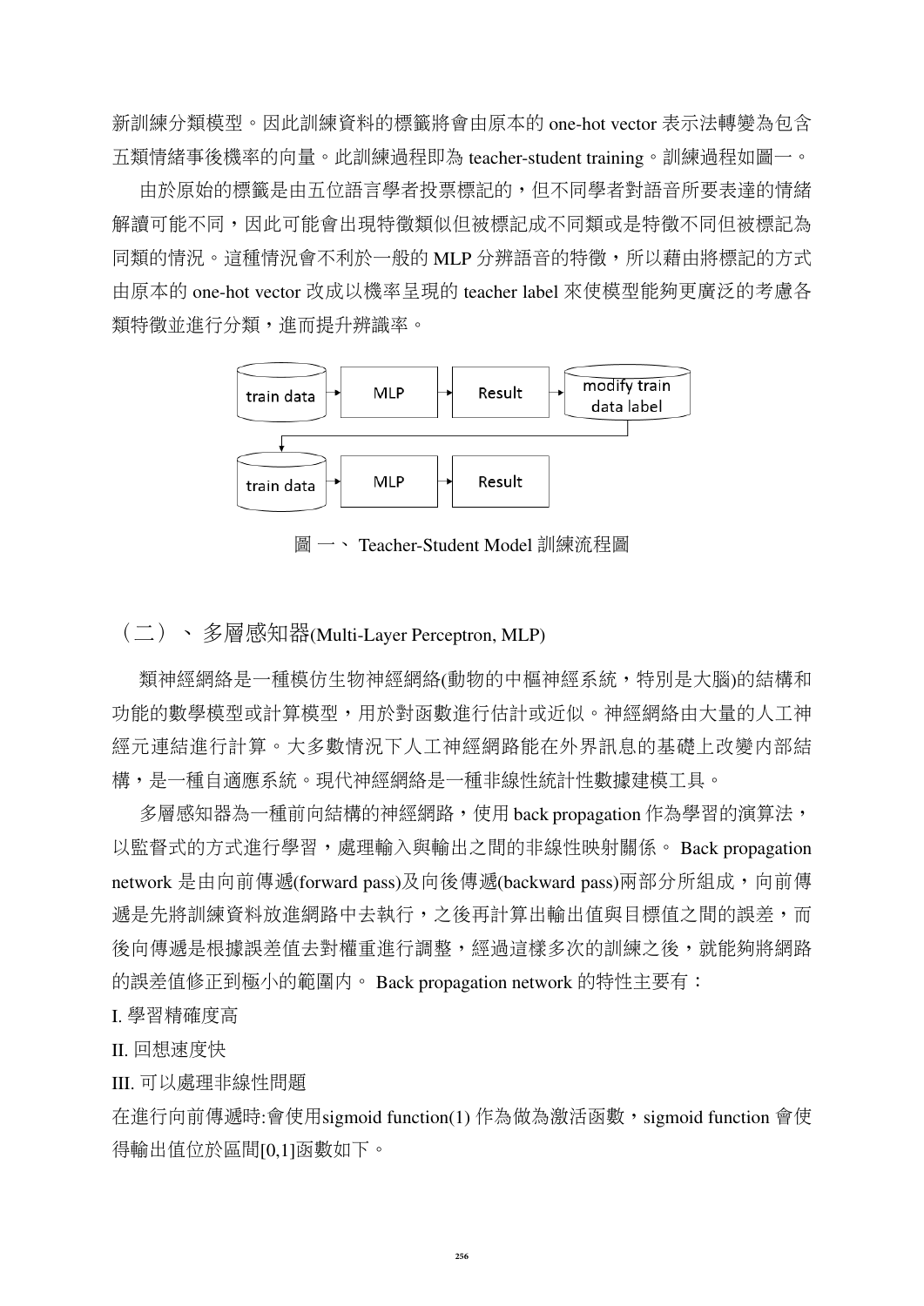新訓練分類模型。因此訓練資料的標籤將會由原本的 one-hot vector 表示法轉變為包含五類情緒事後機率的向量。此訓練過程即為 teacher-student training。訓練過程如圖一。

由於原始的標籤是由五位語言學者投票標記的，但不同學者對語音所要表達的情緒解讀可能不同，因此可能會出現特徵類似但被標記成不同類或是特徵不同但被標記為同類的情況。這種情況會不利於一般的 MLP 分辨語音的特徵，所以藉由將標記的方式由原本的 one-hot vector 改成以機率呈現的 teacher label 來使模型能夠更廣泛的考慮各類特徵並進行分類，進而提升辨識率。

圖 一、 Teacher-Student Model 訓練流程圖

## （二）、 多層感知器(Multi-Layer Perceptron, MLP)

類神經網絡是一種模仿生物神經網絡(動物的中樞神經系統，特別是大腦)的結構和功能的數學模型或計算模型，用於對函數進行估計或近似。神經網絡由大量的人工神經元連結進行計算。大多數情況下人工神經網路能在外界訊息的基礎上改變內部結構，是一種自適應系統。現代神經網絡是一種非線性統計性數據建模工具。

多層感知器為一種前向結構的神經網路，使用 back propagation 作為學習的演算法，以監督式的方式進行學習，處理輸入與輸出之間的非線性映射關係。 Back propagation network 是由向前傳遞(forward pass)及向後傳遞(backward pass)兩部分所組成，向前傳遞是先將訓練資料放進網路中去執行，之後再計算出輸出值與目標值之間的誤差，而後向傳遞是根據誤差值去對權重進行調整，經過這樣多次的訓練之後，就能夠將網路的誤差值修正到極小的範圍內。 Back propagation network 的特性主要有：

I. 學習精確度高

II. 回想速度快

III. 可以處理非線性問題

在進行向前傳遞時:會使用sigmoid function(1) 作為做為激活函數，sigmoid function 會使得輸出值位於區間[0,1]函數如下。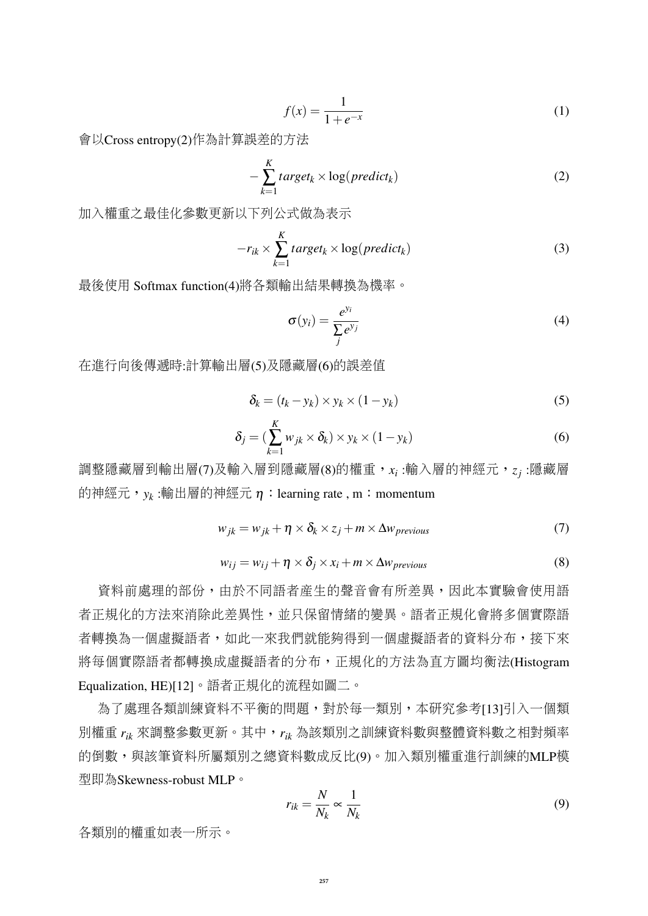$$f(x) = \frac{1}{1+e^{-x}} \tag{1}$$

會以Cross entropy(2)作為計算誤差的方法

$$-\sum_{k=1}^{K} target_k \times \log(predict_k) \tag{2}$$

加入權重之最佳化參數更新以下列公式做為表示

$$-r_{ik} \times \sum_{k=1}^{K} target_k \times \log(predict_k) \tag{3}$$

最後使用 Softmax function(4)將各類輸出結果轉換為機率。

$$\sigma(y_i) = \frac{e^{y_i}}{\sum_j e^{y_j}} \tag{4}$$

在進行向後傳遞時:計算輸出層(5)及隱藏層(6)的誤差值

$$\delta_k = (t_k - y_k) \times y_k \times (1 - y_k) \tag{5}$$

$$\delta_j = (\sum_{k=1}^{K} w_{jk} \times \delta_k) \times y_k \times (1 - y_k) \tag{6}$$

調整隱藏層到輸出層(7)及輸入層到隱藏層(8)的權重，$x_i$ :輸入層的神經元，$z_j$ :隱藏層的神經元，$y_k$ :輸出層的神經元 $\eta$：learning rate , m：momentum

$$w_{jk} = w_{jk} + \eta \times \delta_k \times z_j + m \times \Delta w_{previous} \tag{7}$$

$$w_{ij} = w_{ij} + \eta \times \delta_j \times x_i + m \times \Delta w_{previous} \tag{8}$$

資料前處理的部份，由於不同語者產生的聲音會有所差異，因此本實驗會使用語者正規化的方法來消除此差異性，並只保留情緒的變異。語者正規化會將多個實際語者轉換為一個虛擬語者，如此一來我們就能夠得到一個虛擬語者的資料分布，接下來將每個實際語者都轉換成虛擬語者的分布，正規化的方法為直方圖均衡法(Histogram Equalization, HE)[12]。語者正規化的流程如圖二。

為了處理各類訓練資料不平衡的問題，對於每一類別，本研究參考[13]引入一個類別權重 $r_{ik}$ 來調整參數更新。其中，$r_{ik}$ 為該類別之訓練資料數與整體資料數之相對頻率的倒數，與該筆資料所屬類別之總資料數成反比(9)。加入類別權重進行訓練的MLP模型即為Skewness-robust MLP。

$$r_{ik} = \frac{N}{N_k} \propto \frac{1}{N_k} \tag{9}$$

各類別的權重如表一所示。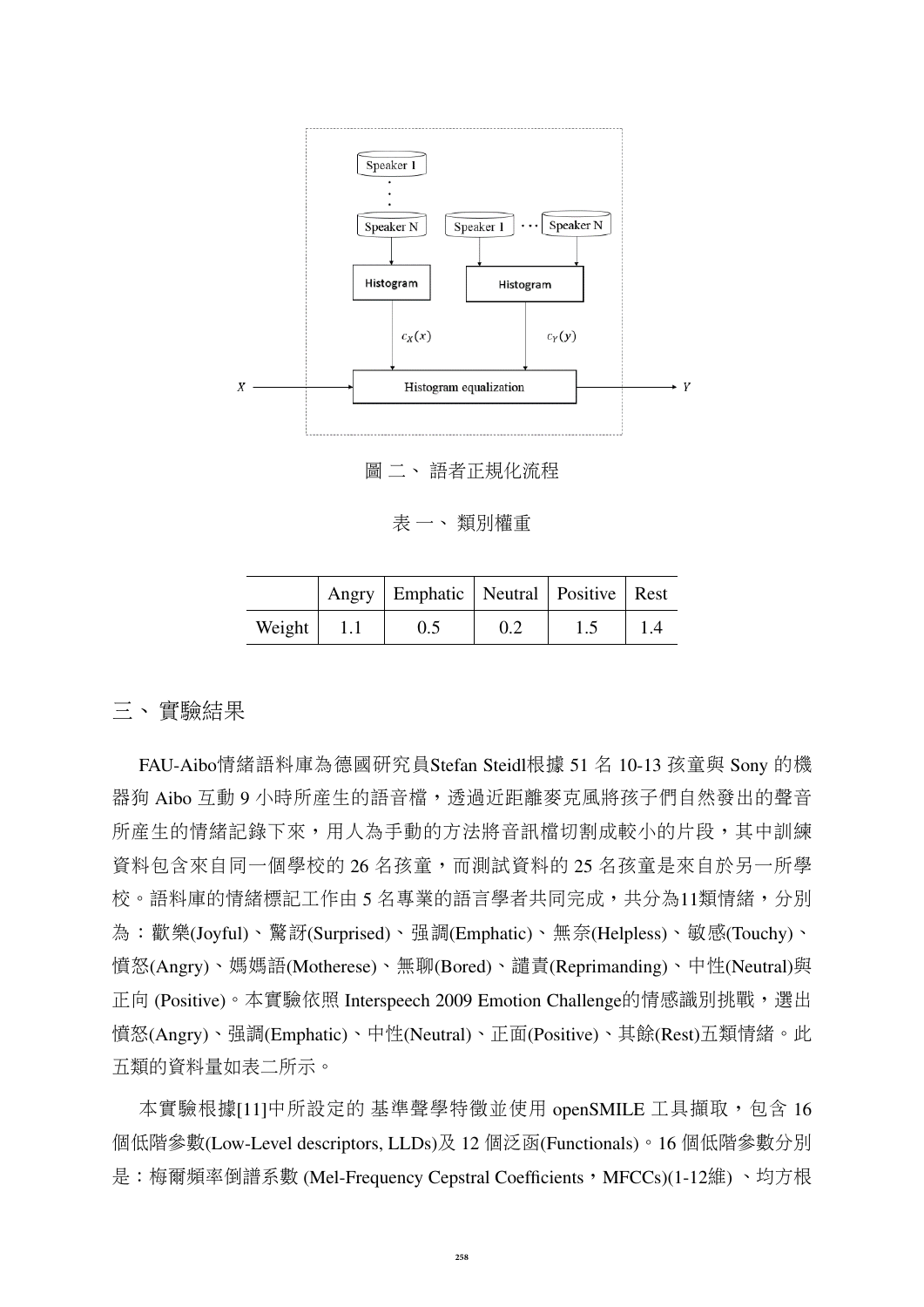圖 二、 語者正規化流程

表 一、 類別權重

| | Angry | Emphatic | Neutral | Positive | Rest |
|---|---|---|---|---|---|
| Weight | 1.1 | 0.5 | 0.2 | 1.5 | 1.4 |

## 三、實驗結果

FAU-Aibo情緒語料庫為德國研究員Stefan Steidl根據 51 名 10-13 孩童與 Sony 的機器狗 Aibo 互動 9 小時所產生的語音檔，透過近距離麥克風將孩子們自然發出的聲音所產生的情緒記錄下來，用人為手動的方法將音訊檔切割成較小的片段，其中訓練資料包含來自同一個學校的 26 名孩童，而測試資料的 25 名孩童是來自於另一所學校。語料庫的情緒標記工作由 5 名專業的語言學者共同完成，共分為11類情緒，分別為：歡樂(Joyful)、驚訝(Surprised)、强調(Emphatic)、無奈(Helpless)、敏感(Touchy)、憤怒(Angry)、媽媽語(Motherese)、無聊(Bored)、譴責(Reprimanding)、中性(Neutral)與正向 (Positive)。本實驗依照 Interspeech 2009 Emotion Challenge的情感識別挑戰，選出憤怒(Angry)、强調(Emphatic)、中性(Neutral)、正面(Positive)、其餘(Rest)五類情緒。此五類的資料量如表二所示。

本實驗根據[11]中所設定的 基準聲學特徵並使用 openSMILE 工具擷取，包含 16 個低階參數(Low-Level descriptors, LLDs)及 12 個泛函(Functionals)。16 個低階參數分別是：梅爾頻率倒譜系數 (Mel-Frequency Cepstral Coefficients，MFCCs)(1-12維) 、均方根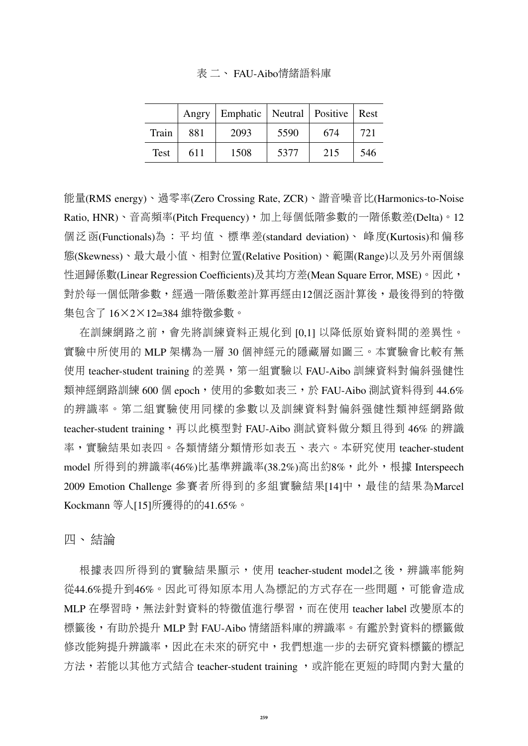表 二、 FAU-Aibo情緒語料庫

| | Angry | Emphatic | Neutral | Positive | Rest |
|---|---|---|---|---|---|
| Train | 881 | 2093 | 5590 | 674 | 721 |
| Test | 611 | 1508 | 5377 | 215 | 546 |

能量(RMS energy)、過零率(Zero Crossing Rate, ZCR)、諧音噪音比(Harmonics-to-Noise Ratio, HNR)、音高頻率(Pitch Frequency)，加上每個低階參數的一階係數差(Delta)。12個泛函(Functionals)為：平均值、標準差(standard deviation)、 峰度(Kurtosis)和偏移態(Skewness)、最大最小值、相對位置(Relative Position)、範圍(Range)以及另外兩個線性迴歸係數(Linear Regression Coefficients)及其均方差(Mean Square Error, MSE)。因此，對於每一個低階參數，經過一階係數差計算再經由12個泛函計算後，最後得到的特徵集包含了 16×2×12=384 維特徵參數。

在訓練網路之前，會先將訓練資料正規化到 [0,1] 以降低原始資料間的差異性。實驗中所使用的 MLP 架構為一層 30 個神經元的隱藏層如圖三。本實驗會比較有無使用 teacher-student training 的差異，第一組實驗以 FAU-Aibo 訓練資料對偏斜強健性類神經網路訓練 600 個 epoch，使用的參數如表三，於 FAU-Aibo 測試資料得到 44.6% 的辨識率。第二組實驗使用同樣的參數以及訓練資料對偏斜強健性類神經網路做 teacher-student training，再以此模型對 FAU-Aibo 測試資料做分類且得到 46% 的辨識率，實驗結果如表四。各類情緒分類情形如表五、表六。本研究使用 teacher-student model 所得到的辨識率(46%)比基準辨識率(38.2%)高出約8%，此外，根據 Interspeech 2009 Emotion Challenge 參賽者所得到的多組實驗結果[14]中，最佳的結果為Marcel Kockmann 等人[15]所獲得的的41.65%。

## 四、結論

根據表四所得到的實驗結果顯示，使用 teacher-student model之後，辨識率能夠從44.6%提升到46%。因此可得知原本用人為標記的方式存在一些問題，可能會造成 MLP 在學習時，無法針對資料的特徵值進行學習，而在使用 teacher label 改變原本的標籤後，有助於提升 MLP 對 FAU-Aibo 情緒語料庫的辨識率。有鑑於對資料的標籤做修改能夠提升辨識率，因此在未來的研究中，我們想進一步的去研究資料標籤的標記方法，若能以其他方式結合 teacher-student training ，或許能在更短的時間內對大量的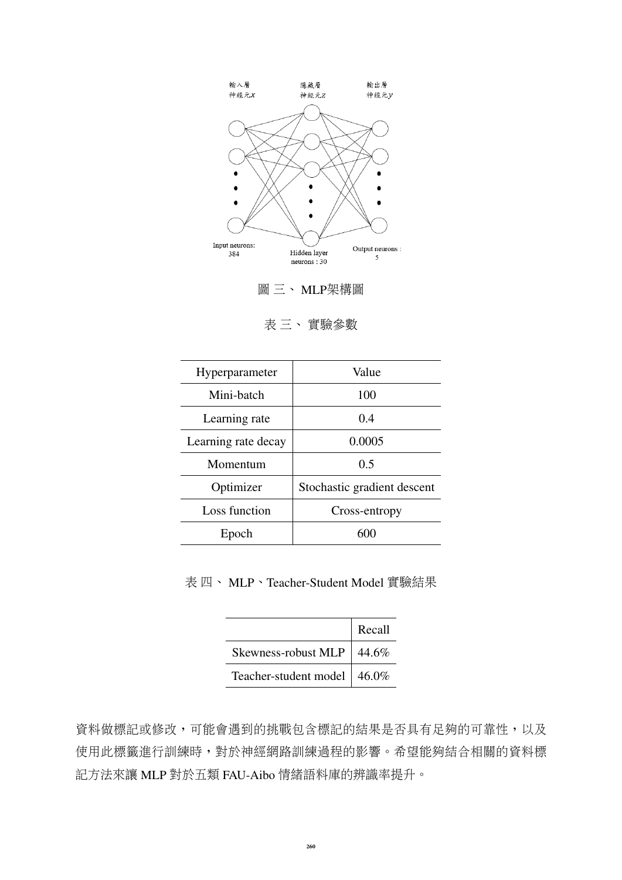圖 三、 MLP架構圖

表 三、 實驗參數

| Hyperparameter | Value |
| --- | --- |
| Mini-batch | 100 |
| Learning rate | 0.4 |
| Learning rate decay | 0.0005 |
| Momentum | 0.5 |
| Optimizer | Stochastic gradient descent |
| Loss function | Cross-entropy |
| Epoch | 600 |

表 四、 MLP、Teacher-Student Model 實驗結果

| | Recall |
| --- | --- |
| Skewness-robust MLP | 44.6% |
| Teacher-student model | 46.0% |

資料做標記或修改，可能會遇到的挑戰包含標記的結果是否具有足夠的可靠性，以及使用此標籤進行訓練時，對於神經網路訓練過程的影響。希望能夠結合相關的資料標記方法來讓 MLP 對於五類 FAU-Aibo 情緒語料庫的辨識率提升。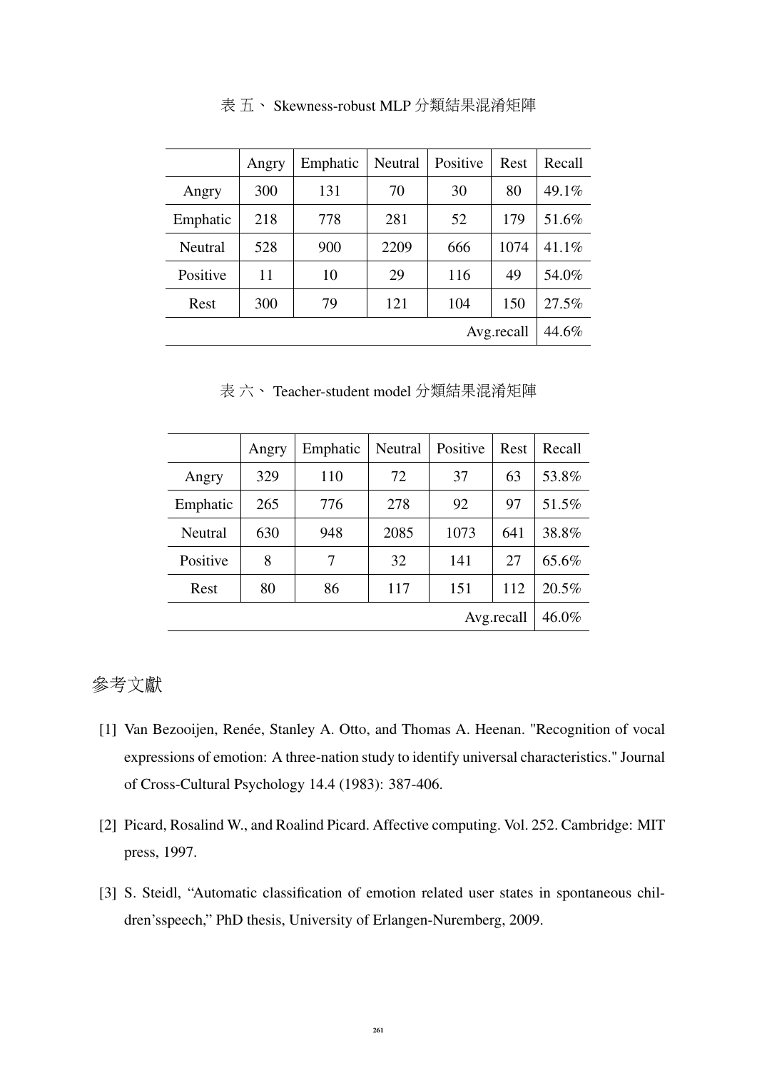表 五、 Skewness-robust MLP 分類結果混淆矩陣

| | Angry | Emphatic | Neutral | Positive | Rest | Recall |
|---|---|---|---|---|---|---|
| Angry | 300 | 131 | 70 | 30 | 80 | 49.1% |
| Emphatic | 218 | 778 | 281 | 52 | 179 | 51.6% |
| Neutral | 528 | 900 | 2209 | 666 | 1074 | 41.1% |
| Positive | 11 | 10 | 29 | 116 | 49 | 54.0% |
| Rest | 300 | 79 | 121 | 104 | 150 | 27.5% |
| | | | | | Avg.recall | 44.6% |

表 六、 Teacher-student model 分類結果混淆矩陣

| | Angry | Emphatic | Neutral | Positive | Rest | Recall |
|---|---|---|---|---|---|---|
| Angry | 329 | 110 | 72 | 37 | 63 | 53.8% |
| Emphatic | 265 | 776 | 278 | 92 | 97 | 51.5% |
| Neutral | 630 | 948 | 2085 | 1073 | 641 | 38.8% |
| Positive | 8 | 7 | 32 | 141 | 27 | 65.6% |
| Rest | 80 | 86 | 117 | 151 | 112 | 20.5% |
| | | | | | Avg.recall | 46.0% |

# 參考文獻

[1] Van Bezooijen, Renée, Stanley A. Otto, and Thomas A. Heenan. "Recognition of vocal expressions of emotion: A three-nation study to identify universal characteristics." Journal of Cross-Cultural Psychology 14.4 (1983): 387-406.

[2] Picard, Rosalind W., and Roalind Picard. Affective computing. Vol. 252. Cambridge: MIT press, 1997.

[3] S. Steidl, "Automatic classification of emotion related user states in spontaneous children'sspeech," PhD thesis, University of Erlangen-Nuremberg, 2009.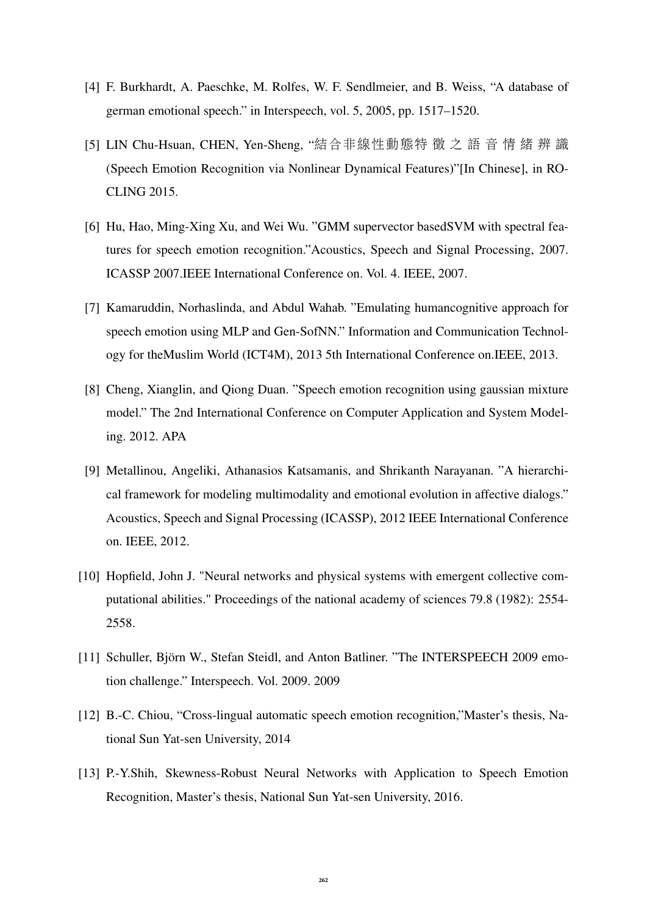[4] F. Burkhardt, A. Paeschke, M. Rolfes, W. F. Sendlmeier, and B. Weiss, “A database of german emotional speech.” in Interspeech, vol. 5, 2005, pp. 1517–1520.

[5] LIN Chu-Hsuan, CHEN, Yen-Sheng, “結合非線性動態特 徵 之 語 音 情 緒 辨 識 (Speech Emotion Recognition via Nonlinear Dynamical Features)”[In Chinese], in ROCLING 2015.

[6] Hu, Hao, Ming-Xing Xu, and Wei Wu. ”GMM supervector basedSVM with spectral features for speech emotion recognition.”Acoustics, Speech and Signal Processing, 2007. ICASSP 2007.IEEE International Conference on. Vol. 4. IEEE, 2007.

[7] Kamaruddin, Norhaslinda, and Abdul Wahab. ”Emulating humancognitive approach for speech emotion using MLP and Gen-SofNN.” Information and Communication Technology for theMuslim World (ICT4M), 2013 5th International Conference on.IEEE, 2013.

[8] Cheng, Xianglin, and Qiong Duan. ”Speech emotion recognition using gaussian mixture model.” The 2nd International Conference on Computer Application and System Modeling. 2012. APA

[9] Metallinou, Angeliki, Athanasios Katsamanis, and Shrikanth Narayanan. ”A hierarchical framework for modeling multimodality and emotional evolution in affective dialogs.” Acoustics, Speech and Signal Processing (ICASSP), 2012 IEEE International Conference on. IEEE, 2012.

[10] Hopfield, John J. "Neural networks and physical systems with emergent collective computational abilities." Proceedings of the national academy of sciences 79.8 (1982): 2554-2558.

[11] Schuller, Björn W., Stefan Steidl, and Anton Batliner. ”The INTERSPEECH 2009 emotion challenge.” Interspeech. Vol. 2009. 2009

[12] B.-C. Chiou, “Cross-lingual automatic speech emotion recognition,”Master’s thesis, National Sun Yat-sen University, 2014

[13] P.-Y.Shih, Skewness-Robust Neural Networks with Application to Speech Emotion Recognition, Master’s thesis, National Sun Yat-sen University, 2016.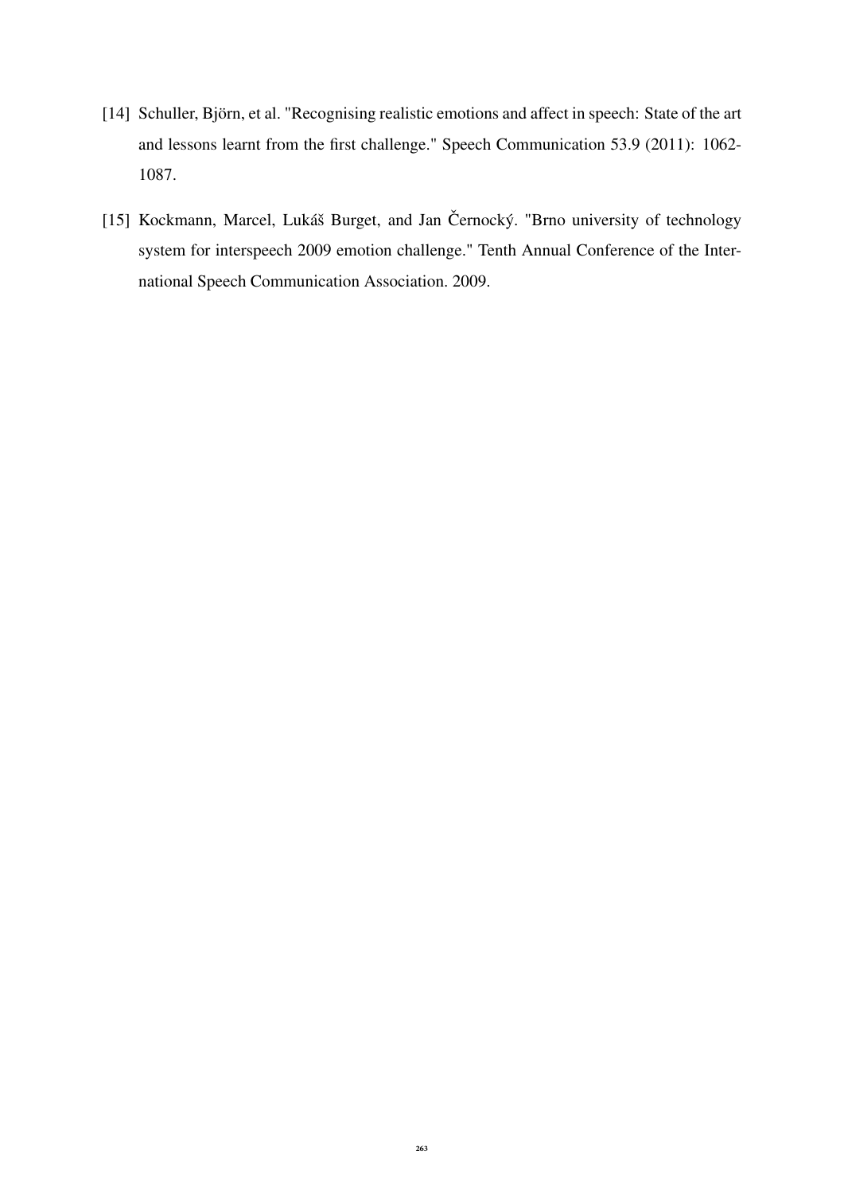[14] Schuller, Björn, et al. "Recognising realistic emotions and affect in speech: State of the art and lessons learnt from the first challenge." Speech Communication 53.9 (2011): 1062-1087.

[15] Kockmann, Marcel, Lukáš Burget, and Jan Černocký. "Brno university of technology system for interspeech 2009 emotion challenge." Tenth Annual Conference of the International Speech Communication Association. 2009.